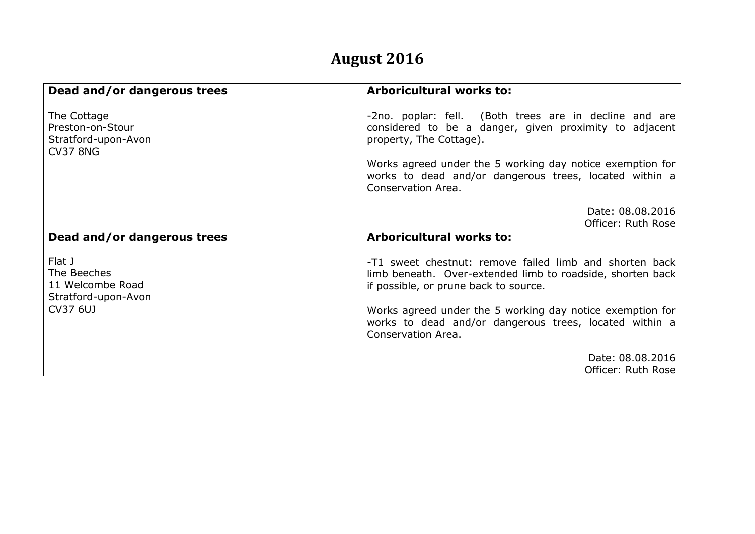# August 2016

| **Dead and/or dangerous trees**<br><br>The Cottage<br>Preston-on-Stour<br>Stratford-upon-Avon<br>CV37 8NG | **Arboricultural works to:**<br><br>-2no. poplar: fell. (Both trees are in decline and are considered to be a danger, given proximity to adjacent property, The Cottage).<br><br>Works agreed under the 5 working day notice exemption for works to dead and/or dangerous trees, located within a Conservation Area.<br><br>Date: 08.08.2016<br>Officer: Ruth Rose |
|---|---|
| **Dead and/or dangerous trees**<br><br>Flat J<br>The Beeches<br>11 Welcombe Road<br>Stratford-upon-Avon<br>CV37 6UJ | **Arboricultural works to:**<br><br>-T1 sweet chestnut: remove failed limb and shorten back limb beneath. Over-extended limb to roadside, shorten back if possible, or prune back to source.<br><br>Works agreed under the 5 working day notice exemption for works to dead and/or dangerous trees, located within a Conservation Area.<br><br>Date: 08.08.2016<br>Officer: Ruth Rose |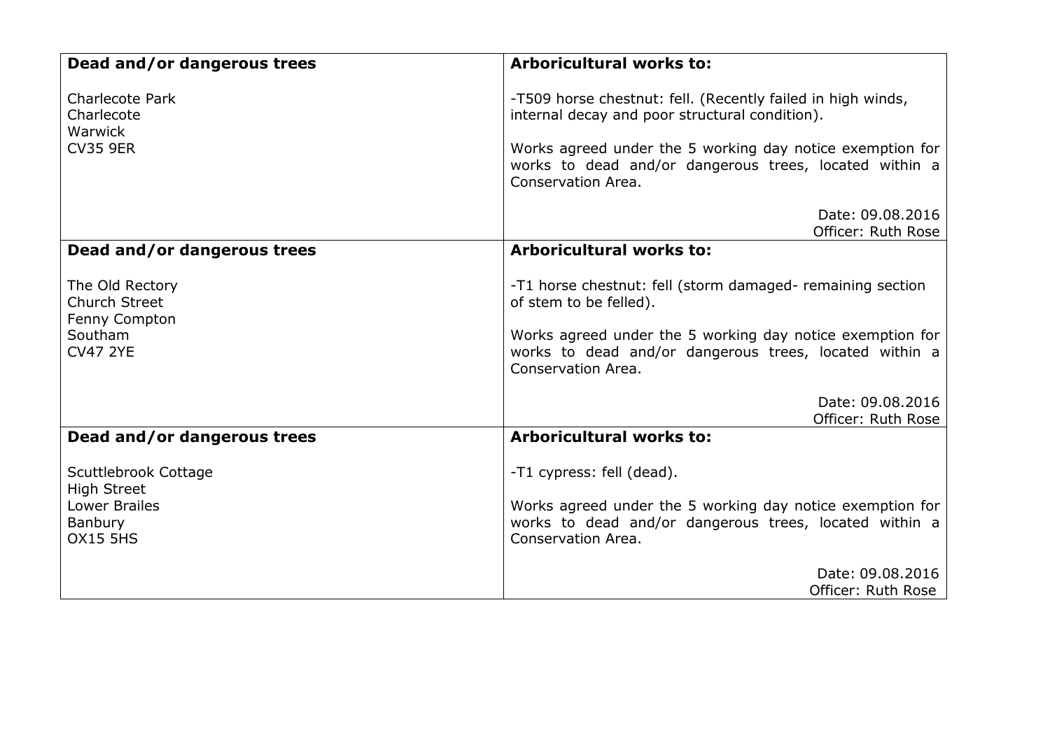| **Dead and/or dangerous trees** | **Arboricultural works to:** |
|---|---|
| Charlecote Park<br>Charlecote<br>Warwick<br>CV35 9ER | -T509 horse chestnut: fell. (Recently failed in high winds, internal decay and poor structural condition).<br><br>Works agreed under the 5 working day notice exemption for works to dead and/or dangerous trees, located within a Conservation Area.<br><br>Date: 09.08.2016<br>Officer: Ruth Rose |
| **Dead and/or dangerous trees** | **Arboricultural works to:** |
| The Old Rectory<br>Church Street<br>Fenny Compton<br>Southam<br>CV47 2YE | -T1 horse chestnut: fell (storm damaged- remaining section of stem to be felled).<br><br>Works agreed under the 5 working day notice exemption for works to dead and/or dangerous trees, located within a Conservation Area.<br><br>Date: 09.08.2016<br>Officer: Ruth Rose |
| **Dead and/or dangerous trees** | **Arboricultural works to:** |
| Scuttlebrook Cottage<br>High Street<br>Lower Brailes<br>Banbury<br>OX15 5HS | -T1 cypress: fell (dead).<br><br>Works agreed under the 5 working day notice exemption for works to dead and/or dangerous trees, located within a Conservation Area.<br><br>Date: 09.08.2016<br>Officer: Ruth Rose |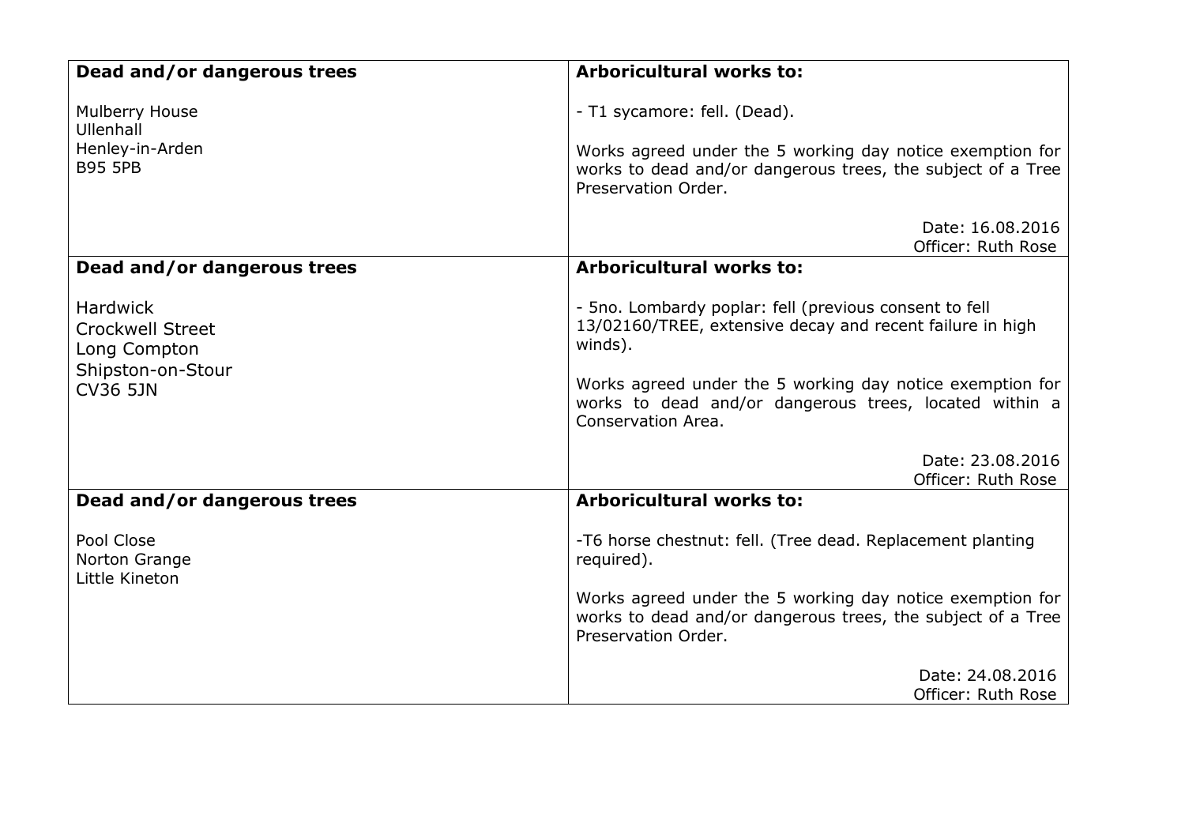| | |
|---|---|
| **Dead and/or dangerous trees**<br><br>Mulberry House<br>Ullenhall<br>Henley-in-Arden<br>B95 5PB | **Arboricultural works to:**<br><br>- T1 sycamore: fell. (Dead).<br><br>Works agreed under the 5 working day notice exemption for works to dead and/or dangerous trees, the subject of a Tree Preservation Order.<br><br>Date: 16.08.2016<br>Officer: Ruth Rose |
| **Dead and/or dangerous trees**<br><br>Hardwick<br>Crockwell Street<br>Long Compton<br>Shipston-on-Stour<br>CV36 5JN | **Arboricultural works to:**<br><br>- 5no. Lombardy poplar: fell (previous consent to fell 13/02160/TREE, extensive decay and recent failure in high winds).<br><br>Works agreed under the 5 working day notice exemption for works to dead and/or dangerous trees, located within a Conservation Area.<br><br>Date: 23.08.2016<br>Officer: Ruth Rose |
| **Dead and/or dangerous trees**<br><br>Pool Close<br>Norton Grange<br>Little Kineton | **Arboricultural works to:**<br><br>-T6 horse chestnut: fell. (Tree dead. Replacement planting required).<br><br>Works agreed under the 5 working day notice exemption for works to dead and/or dangerous trees, the subject of a Tree Preservation Order.<br><br>Date: 24.08.2016<br>Officer: Ruth Rose |